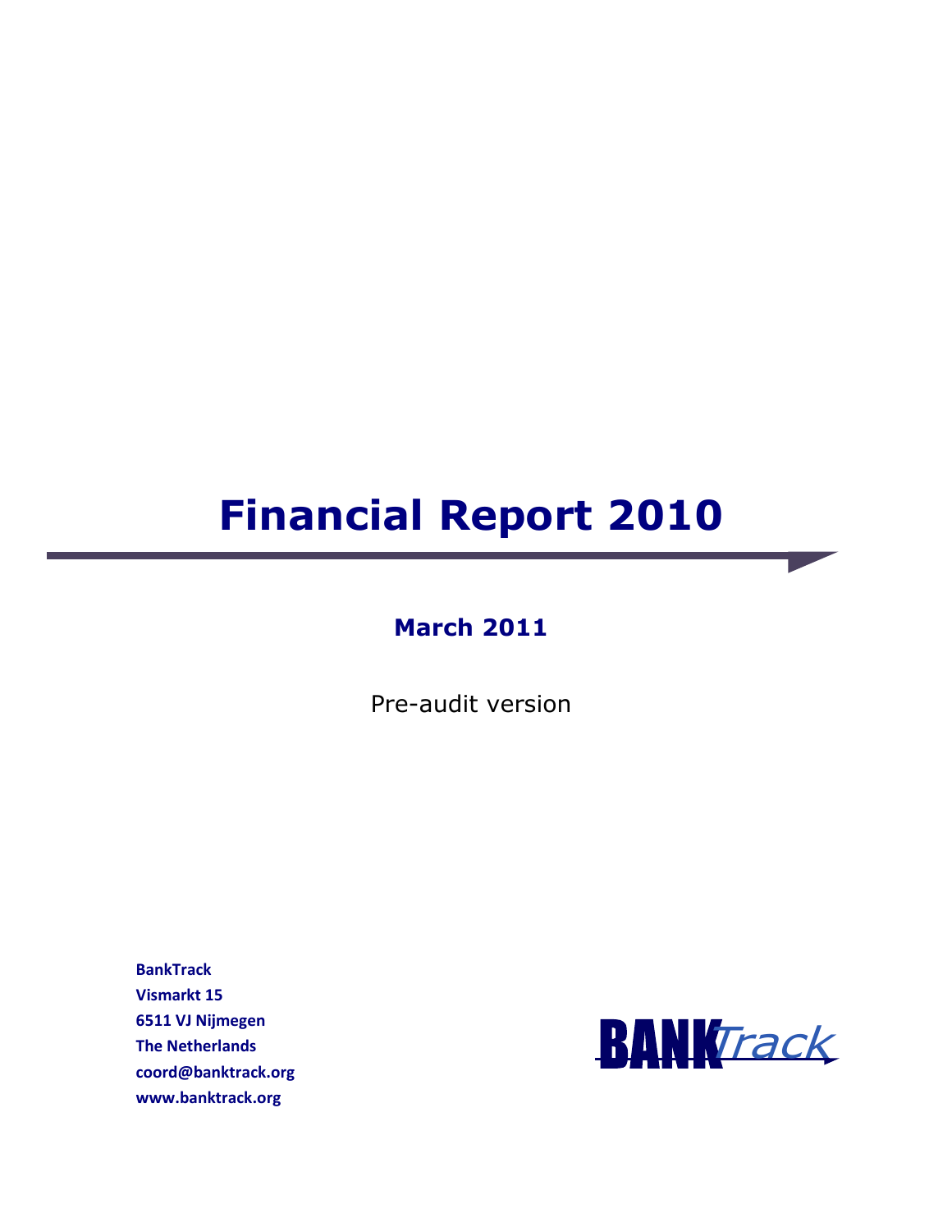# Financial Report 2010

**March 2011**

Pre-audit version

**BankTrack**
**Vismarkt 15**
**6511 VJ Nijmegen**
**The Netherlands**
**coord@banktrack.org**
**www.banktrack.org**

BANKTrack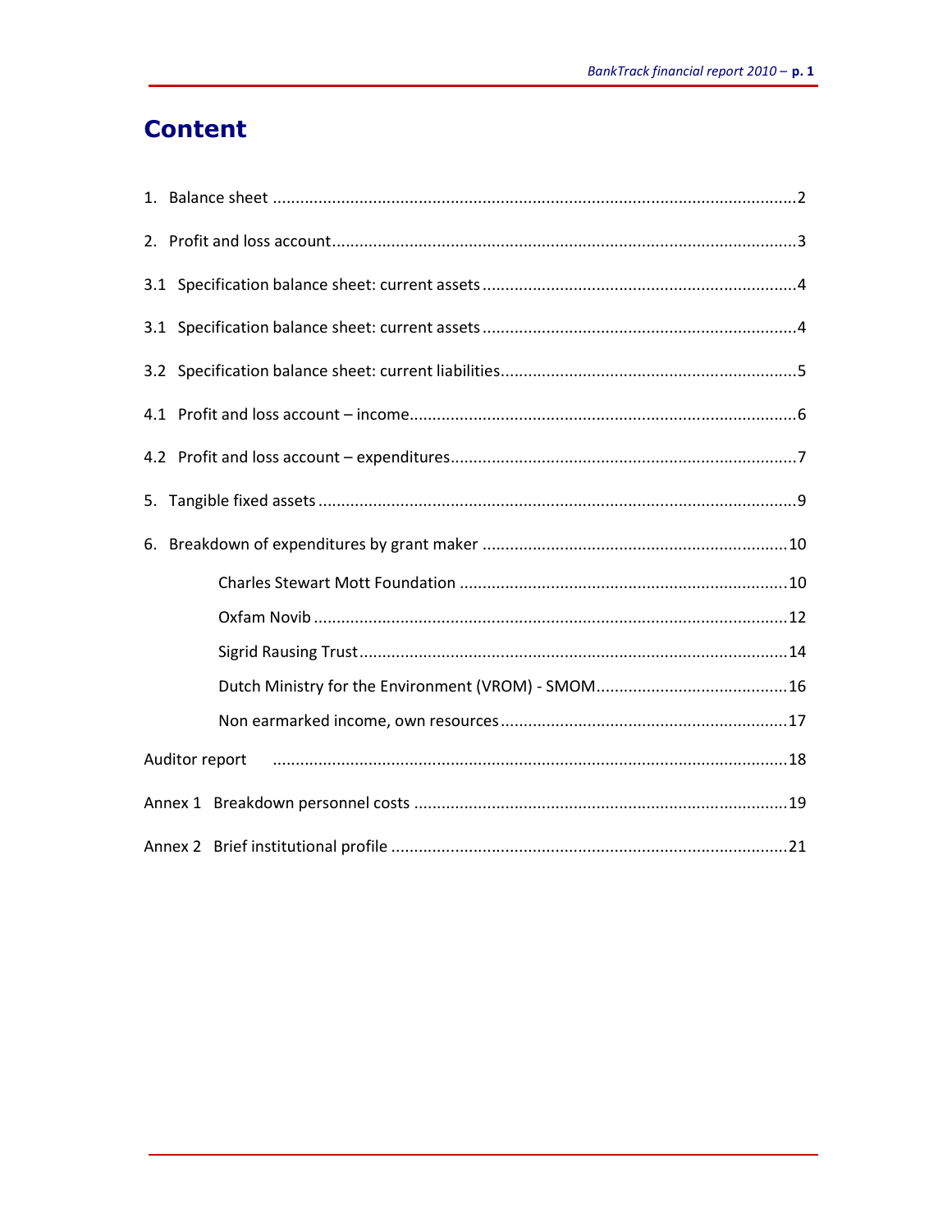# Content

1. Balance sheet ....................................................................................................................2

2. Profit and loss account.......................................................................................................3

3.1 Specification balance sheet: current assets ......................................................................4

3.1 Specification balance sheet: current assets ......................................................................4

3.2 Specification balance sheet: current liabilities..................................................................5

4.1 Profit and loss account – income.......................................................................................6

4.2 Profit and loss account – expenditures..............................................................................7

5. Tangible fixed assets ..........................................................................................................9

6. Breakdown of expenditures by grant maker ....................................................................10

  Charles Stewart Mott Foundation ..........................................................................10

  Oxfam Novib ..........................................................................................................12

  Sigrid Rausing Trust................................................................................................14

  Dutch Ministry for the Environment (VROM) - SMOM...........................................16

  Non earmarked income, own resources ................................................................17

Auditor report ..................................................................................................................18

Annex 1 Breakdown personnel costs ...................................................................................19

Annex 2 Brief institutional profile .......................................................................................21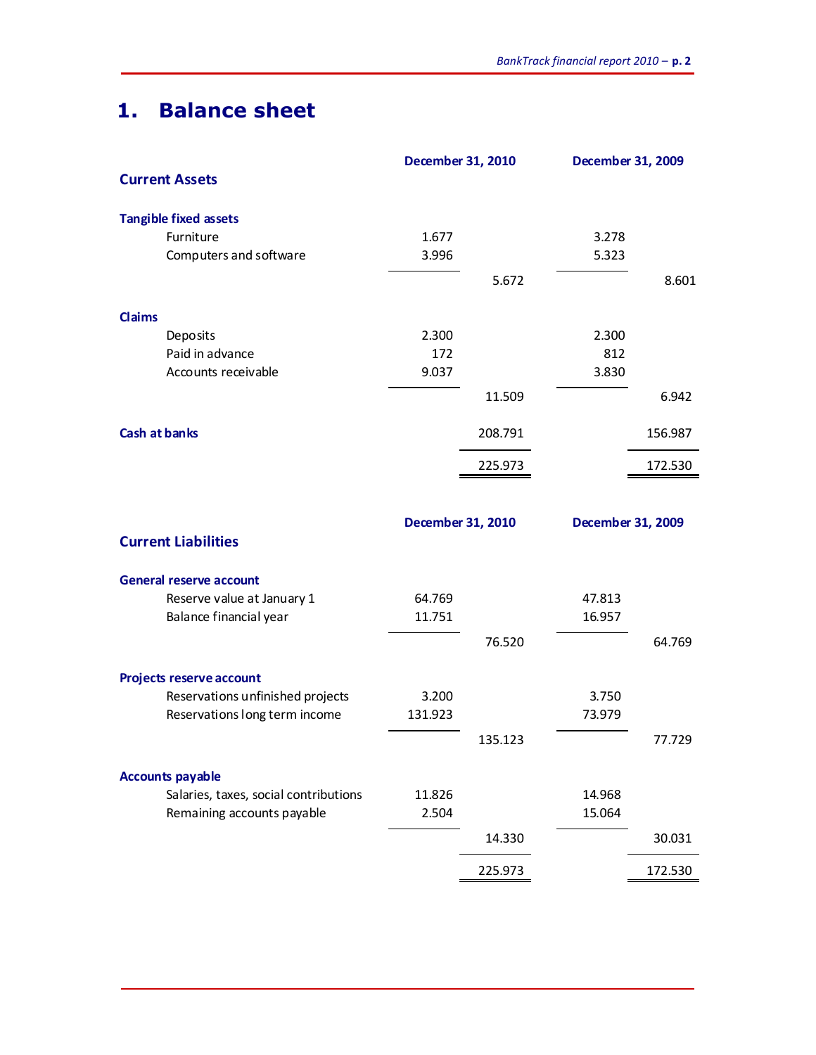# 1. Balance sheet

| Current Assets | December 31, 2010 | | December 31, 2009 | |
|---|---|---|---|---|
| **Tangible fixed assets** | | | | |
| Furniture | 1.677 | | 3.278 | |
| Computers and software | 3.996 | | 5.323 | |
| | | 5.672 | | 8.601 |
| **Claims** | | | | |
| Deposits | 2.300 | | 2.300 | |
| Paid in advance | 172 | | 812 | |
| Accounts receivable | 9.037 | | 3.830 | |
| | | 11.509 | | 6.942 |
| **Cash at banks** | | 208.791 | | 156.987 |
| | | 225.973 | | 172.530 |

| Current Liabilities | December 31, 2010 | | December 31, 2009 | |
|---|---|---|---|---|
| **General reserve account** | | | | |
| Reserve value at January 1 | 64.769 | | 47.813 | |
| Balance financial year | 11.751 | | 16.957 | |
| | | 76.520 | | 64.769 |
| **Projects reserve account** | | | | |
| Reservations unfinished projects | 3.200 | | 3.750 | |
| Reservations long term income | 131.923 | | 73.979 | |
| | | 135.123 | | 77.729 |
| **Accounts payable** | | | | |
| Salaries, taxes, social contributions | 11.826 | | 14.968 | |
| Remaining accounts payable | 2.504 | | 15.064 | |
| | | 14.330 | | 30.031 |
| | | 225.973 | | 172.530 |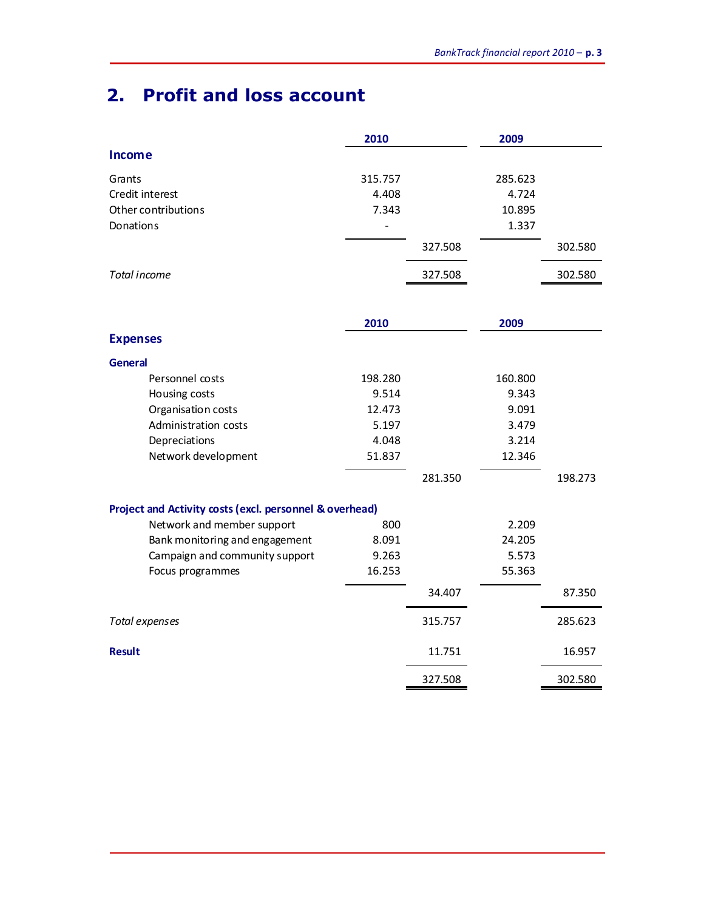## 2. Profit and loss account

| | 2010 | | 2009 | |
|---|---|---|---|---|
| **Income** | | | | |
| Grants | 315.757 | | 285.623 | |
| Credit interest | 4.408 | | 4.724 | |
| Other contributions | 7.343 | | 10.895 | |
| Donations | - | | 1.337 | |
| | | 327.508 | | 302.580 |
| *Total income* | | 327.508 | | 302.580 |

| | 2010 | | 2009 | |
|---|---|---|---|---|
| **Expenses** | | | | |
| **General** | | | | |
| Personnel costs | 198.280 | | 160.800 | |
| Housing costs | 9.514 | | 9.343 | |
| Organisation costs | 12.473 | | 9.091 | |
| Administration costs | 5.197 | | 3.479 | |
| Depreciations | 4.048 | | 3.214 | |
| Network development | 51.837 | | 12.346 | |
| | | 281.350 | | 198.273 |
| **Project and Activity costs (excl. personnel & overhead)** | | | | |
| Network and member support | 800 | | 2.209 | |
| Bank monitoring and engagement | 8.091 | | 24.205 | |
| Campaign and community support | 9.263 | | 5.573 | |
| Focus programmes | 16.253 | | 55.363 | |
| | | 34.407 | | 87.350 |
| *Total expenses* | | 315.757 | | 285.623 |
| **Result** | | 11.751 | | 16.957 |
| | | 327.508 | | 302.580 |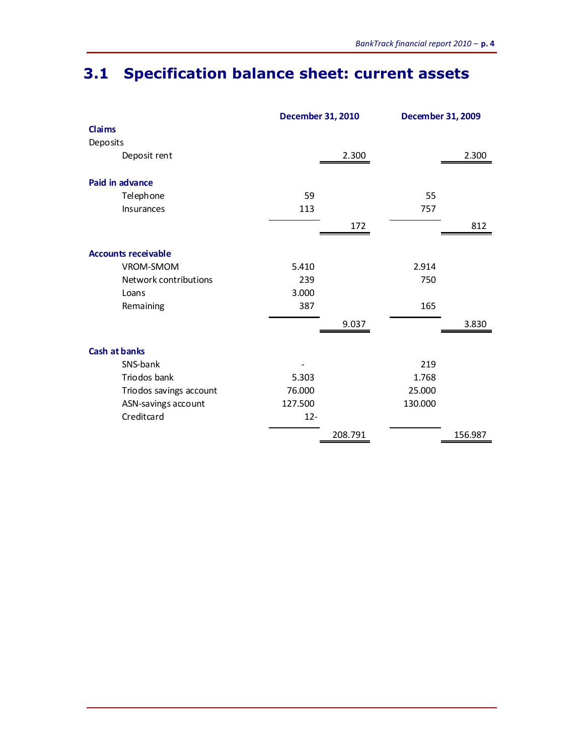## 3.1 Specification balance sheet: current assets

| | December 31, 2010 | | December 31, 2009 | |
|---|---|---|---|---|
| **Claims** | | | | |
| Deposits | | | | |
| Deposit rent | | 2.300 | | 2.300 |
| | | | | |
| **Paid in advance** | | | | |
| Telephone | 59 | | 55 | |
| Insurances | 113 | | 757 | |
| | | 172 | | 812 |
| | | | | |
| **Accounts receivable** | | | | |
| VROM-SMOM | 5.410 | | 2.914 | |
| Network contributions | 239 | | 750 | |
| Loans | 3.000 | | | |
| Remaining | 387 | | 165 | |
| | | 9.037 | | 3.830 |
| | | | | |
| **Cash at banks** | | | | |
| SNS-bank | - | | 219 | |
| Triodos bank | 5.303 | | 1.768 | |
| Triodos savings account | 76.000 | | 25.000 | |
| ASN-savings account | 127.500 | | 130.000 | |
| Creditcard | 12- | | | |
| | | 208.791 | | 156.987 |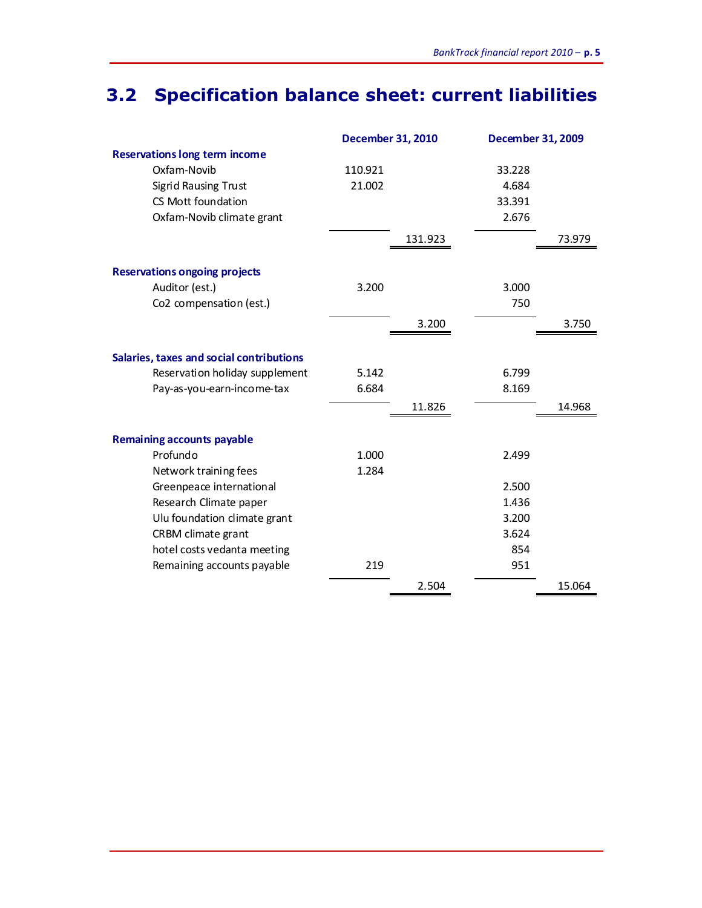## 3.2 Specification balance sheet: current liabilities

| | December 31, 2010 | | December 31, 2009 | |
|---|---|---|---|---|
| **Reservations long term income** | | | | |
| Oxfam-Novib | 110.921 | | 33.228 | |
| Sigrid Rausing Trust | 21.002 | | 4.684 | |
| CS Mott foundation | | | 33.391 | |
| Oxfam-Novib climate grant | | | 2.676 | |
| | | 131.923 | | 73.979 |
| **Reservations ongoing projects** | | | | |
| Auditor (est.) | 3.200 | | 3.000 | |
| Co2 compensation (est.) | | | 750 | |
| | | 3.200 | | 3.750 |
| **Salaries, taxes and social contributions** | | | | |
| Reservation holiday supplement | 5.142 | | 6.799 | |
| Pay-as-you-earn-income-tax | 6.684 | | 8.169 | |
| | | 11.826 | | 14.968 |
| **Remaining accounts payable** | | | | |
| Profundo | 1.000 | | 2.499 | |
| Network training fees | 1.284 | | | |
| Greenpeace international | | | 2.500 | |
| Research Climate paper | | | 1.436 | |
| Ulu foundation climate grant | | | 3.200 | |
| CRBM climate grant | | | 3.624 | |
| hotel costs vedanta meeting | | | 854 | |
| Remaining accounts payable | 219 | | 951 | |
| | | 2.504 | | 15.064 |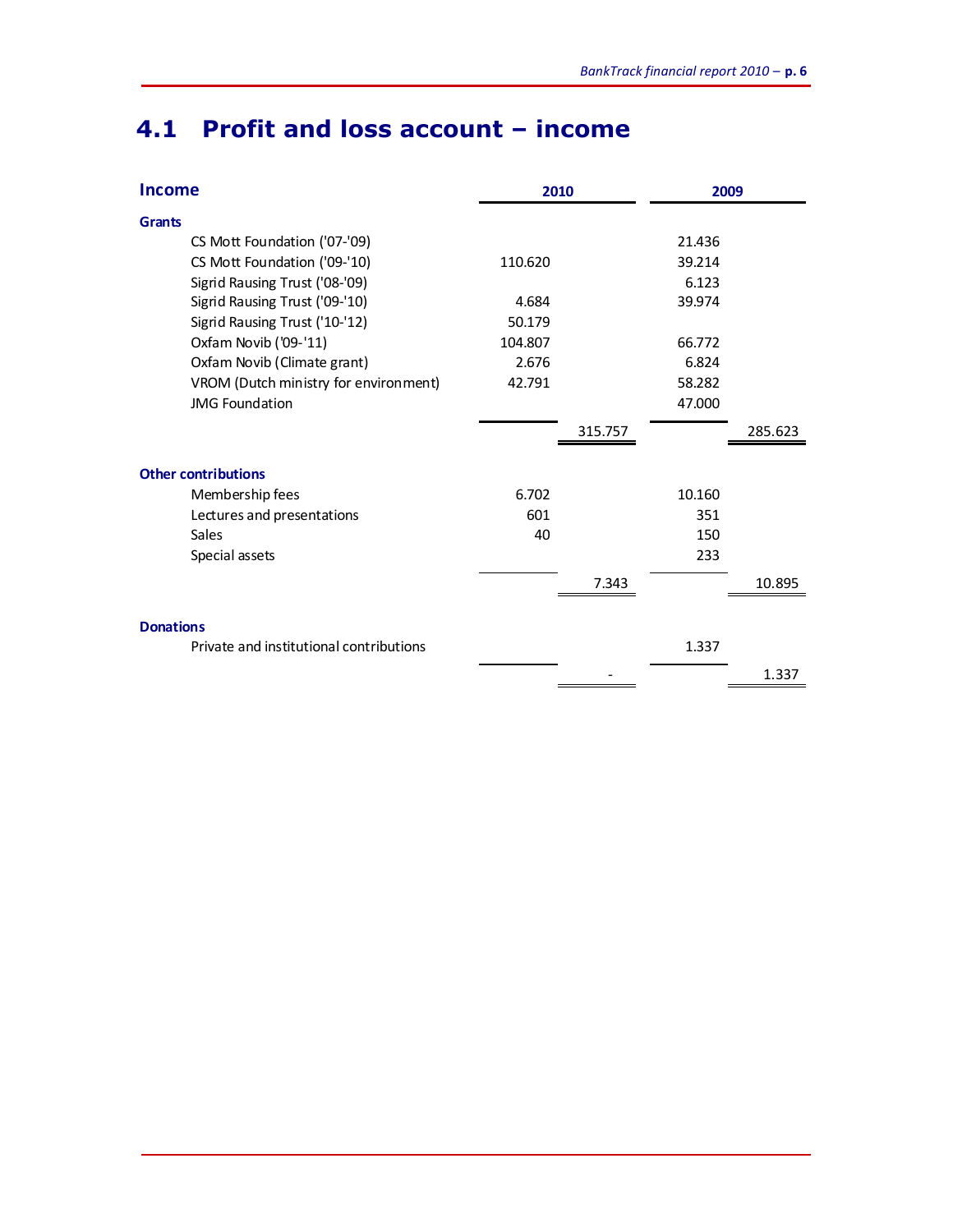## 4.1 Profit and loss account – income

| Income | 2010 | | 2009 | |
|---|---|---|---|---|
| **Grants** | | | | |
| CS Mott Foundation ('07-'09) | | | 21.436 | |
| CS Mott Foundation ('09-'10) | 110.620 | | 39.214 | |
| Sigrid Rausing Trust ('08-'09) | | | 6.123 | |
| Sigrid Rausing Trust ('09-'10) | 4.684 | | 39.974 | |
| Sigrid Rausing Trust ('10-'12) | 50.179 | | | |
| Oxfam Novib ('09-'11) | 104.807 | | 66.772 | |
| Oxfam Novib (Climate grant) | 2.676 | | 6.824 | |
| VROM (Dutch ministry for environment) | 42.791 | | 58.282 | |
| JMG Foundation | | | 47.000 | |
| | | 315.757 | | 285.623 |
| **Other contributions** | | | | |
| Membership fees | 6.702 | | 10.160 | |
| Lectures and presentations | 601 | | 351 | |
| Sales | 40 | | 150 | |
| Special assets | | | 233 | |
| | | 7.343 | | 10.895 |
| **Donations** | | | | |
| Private and institutional contributions | | | 1.337 | |
| | | - | | 1.337 |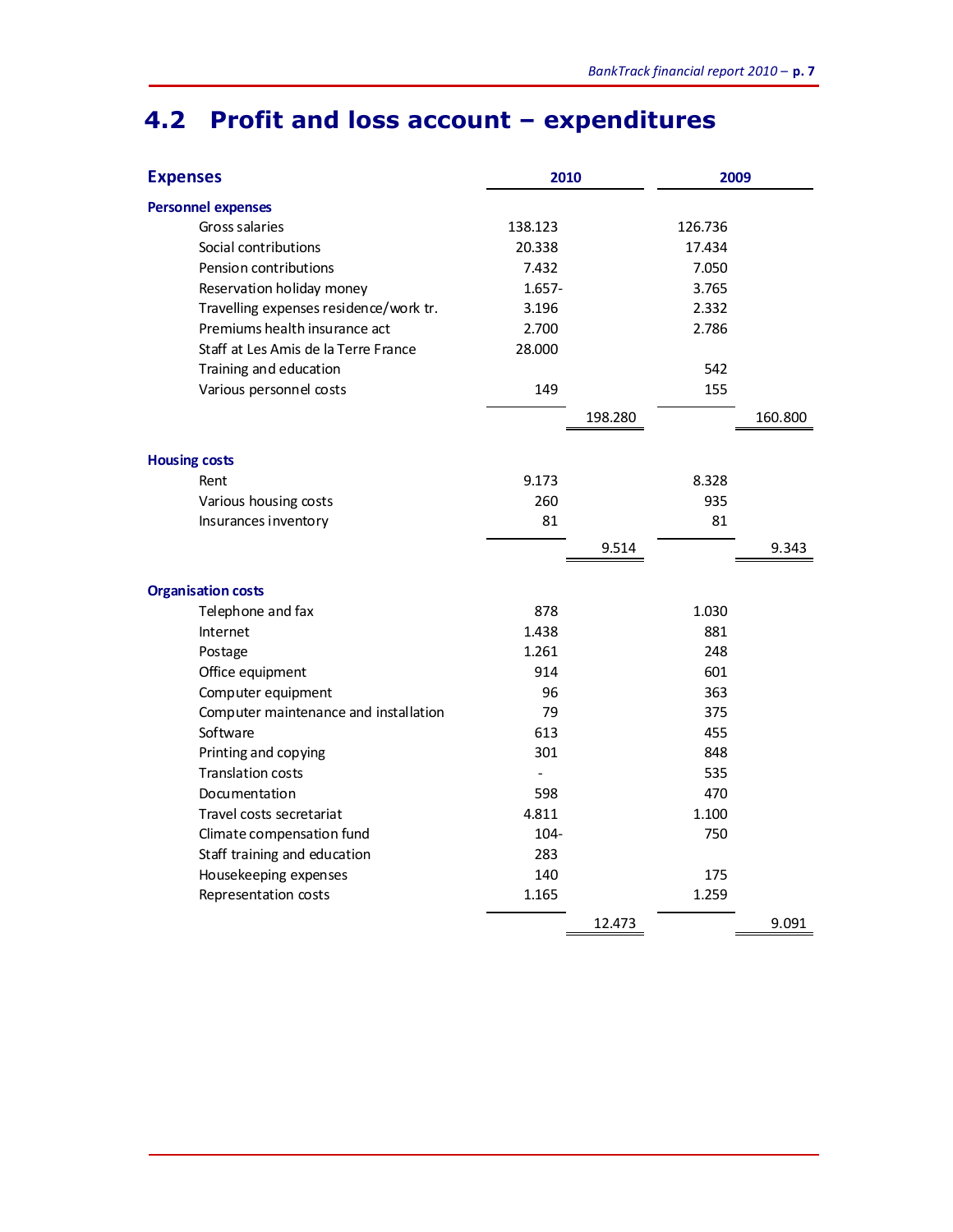## 4.2 Profit and loss account – expenditures

| Expenses | 2010 | | 2009 | |
|---|---|---|---|---|
| **Personnel expenses** | | | | |
| Gross salaries | 138.123 | | 126.736 | |
| Social contributions | 20.338 | | 17.434 | |
| Pension contributions | 7.432 | | 7.050 | |
| Reservation holiday money | 1.657- | | 3.765 | |
| Travelling expenses residence/work tr. | 3.196 | | 2.332 | |
| Premiums health insurance act | 2.700 | | 2.786 | |
| Staff at Les Amis de la Terre France | 28.000 | | | |
| Training and education | | | 542 | |
| Various personnel costs | 149 | | 155 | |
| | | 198.280 | | 160.800 |
| **Housing costs** | | | | |
| Rent | 9.173 | | 8.328 | |
| Various housing costs | 260 | | 935 | |
| Insurances inventory | 81 | | 81 | |
| | | 9.514 | | 9.343 |
| **Organisation costs** | | | | |
| Telephone and fax | 878 | | 1.030 | |
| Internet | 1.438 | | 881 | |
| Postage | 1.261 | | 248 | |
| Office equipment | 914 | | 601 | |
| Computer equipment | 96 | | 363 | |
| Computer maintenance and installation | 79 | | 375 | |
| Software | 613 | | 455 | |
| Printing and copying | 301 | | 848 | |
| Translation costs | - | | 535 | |
| Documentation | 598 | | 470 | |
| Travel costs secretariat | 4.811 | | 1.100 | |
| Climate compensation fund | 104- | | 750 | |
| Staff training and education | 283 | | | |
| Housekeeping expenses | 140 | | 175 | |
| Representation costs | 1.165 | | 1.259 | |
| | | 12.473 | | 9.091 |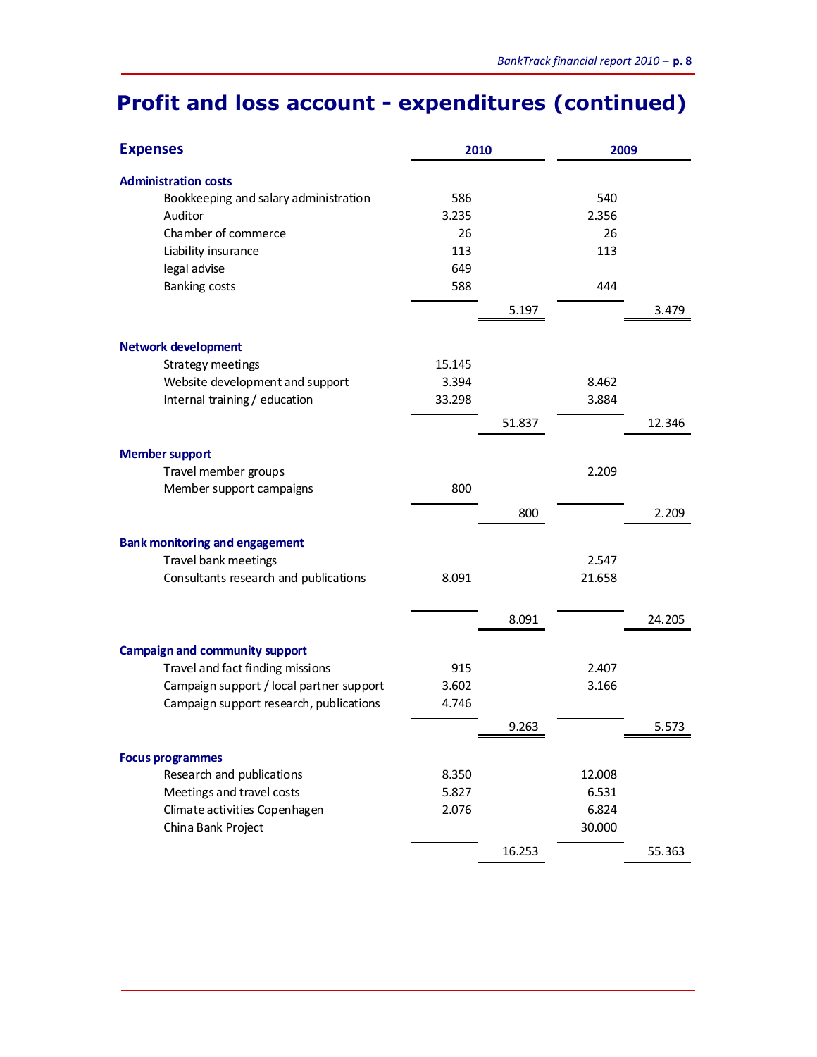# Profit and loss account - expenditures (continued)

| Expenses | 2010 | | 2009 | |
|---|---|---|---|---|
| **Administration costs** | | | | |
| Bookkeeping and salary administration | 586 | | 540 | |
| Auditor | 3.235 | | 2.356 | |
| Chamber of commerce | 26 | | 26 | |
| Liability insurance | 113 | | 113 | |
| legal advise | 649 | | | |
| Banking costs | 588 | | 444 | |
| | | 5.197 | | 3.479 |
| **Network development** | | | | |
| Strategy meetings | 15.145 | | | |
| Website development and support | 3.394 | | 8.462 | |
| Internal training / education | 33.298 | | 3.884 | |
| | | 51.837 | | 12.346 |
| **Member support** | | | | |
| Travel member groups | | | 2.209 | |
| Member support campaigns | 800 | | | |
| | | 800 | | 2.209 |
| **Bank monitoring and engagement** | | | | |
| Travel bank meetings | | | 2.547 | |
| Consultants research and publications | 8.091 | | 21.658 | |
| | | 8.091 | | 24.205 |
| **Campaign and community support** | | | | |
| Travel and fact finding missions | 915 | | 2.407 | |
| Campaign support / local partner support | 3.602 | | 3.166 | |
| Campaign support research, publications | 4.746 | | | |
| | | 9.263 | | 5.573 |
| **Focus programmes** | | | | |
| Research and publications | 8.350 | | 12.008 | |
| Meetings and travel costs | 5.827 | | 6.531 | |
| Climate activities Copenhagen | 2.076 | | 6.824 | |
| China Bank Project | | | 30.000 | |
| | | 16.253 | | 55.363 |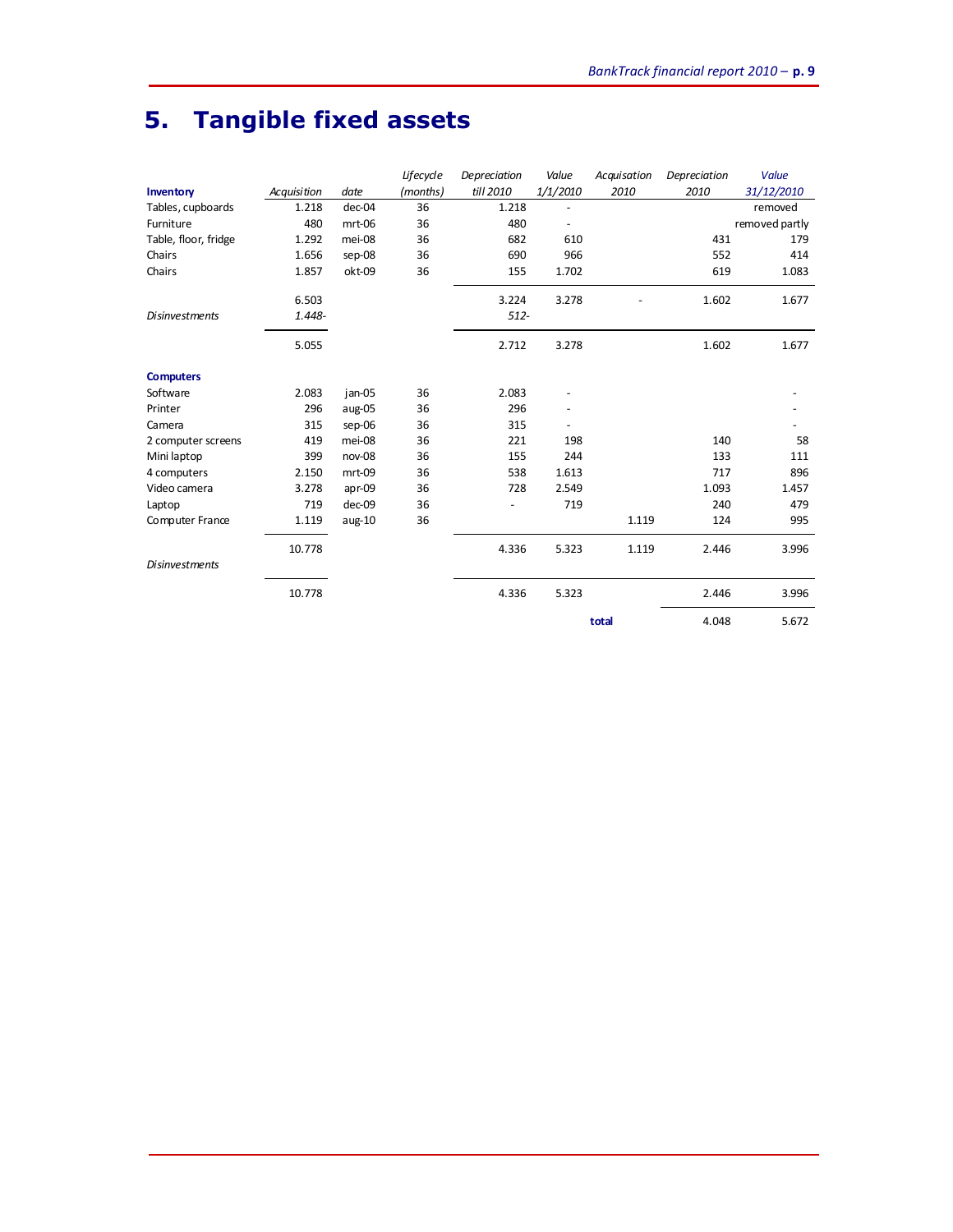# 5. Tangible fixed assets

| Inventory | Acquisition | date | Lifecycle (months) | Depreciation till 2010 | Value 1/1/2010 | Acquisation 2010 | Depreciation 2010 | Value 31/12/2010 |
|---|---|---|---|---|---|---|---|---|
| Tables, cupboards | 1.218 | dec-04 | 36 | 1.218 | - | | | removed |
| Furniture | 480 | mrt-06 | 36 | 480 | - | | | removed partly |
| Table, floor, fridge | 1.292 | mei-08 | 36 | 682 | 610 | | 431 | 179 |
| Chairs | 1.656 | sep-08 | 36 | 690 | 966 | | 552 | 414 |
| Chairs | 1.857 | okt-09 | 36 | 155 | 1.702 | | 619 | 1.083 |
| | 6.503 | | | 3.224 | 3.278 | - | 1.602 | 1.677 |
| *Disinvestments* | *1.448-* | | | *512-* | | | | |
| | 5.055 | | | 2.712 | 3.278 | | 1.602 | 1.677 |
| **Computers** | | | | | | | | |
| Software | 2.083 | jan-05 | 36 | 2.083 | - | | | - |
| Printer | 296 | aug-05 | 36 | 296 | - | | | - |
| Camera | 315 | sep-06 | 36 | 315 | - | | | - |
| 2 computer screens | 419 | mei-08 | 36 | 221 | 198 | | 140 | 58 |
| Mini laptop | 399 | nov-08 | 36 | 155 | 244 | | 133 | 111 |
| 4 computers | 2.150 | mrt-09 | 36 | 538 | 1.613 | | 717 | 896 |
| Video camera | 3.278 | apr-09 | 36 | 728 | 2.549 | | 1.093 | 1.457 |
| Laptop | 719 | dec-09 | 36 | - | 719 | | 240 | 479 |
| Computer France | 1.119 | aug-10 | 36 | | | 1.119 | 124 | 995 |
| | 10.778 | | | 4.336 | 5.323 | 1.119 | 2.446 | 3.996 |
| *Disinvestments* | | | | | | | | |
| | 10.778 | | | 4.336 | 5.323 | | 2.446 | 3.996 |
| | | | | | | **total** | 4.048 | 5.672 |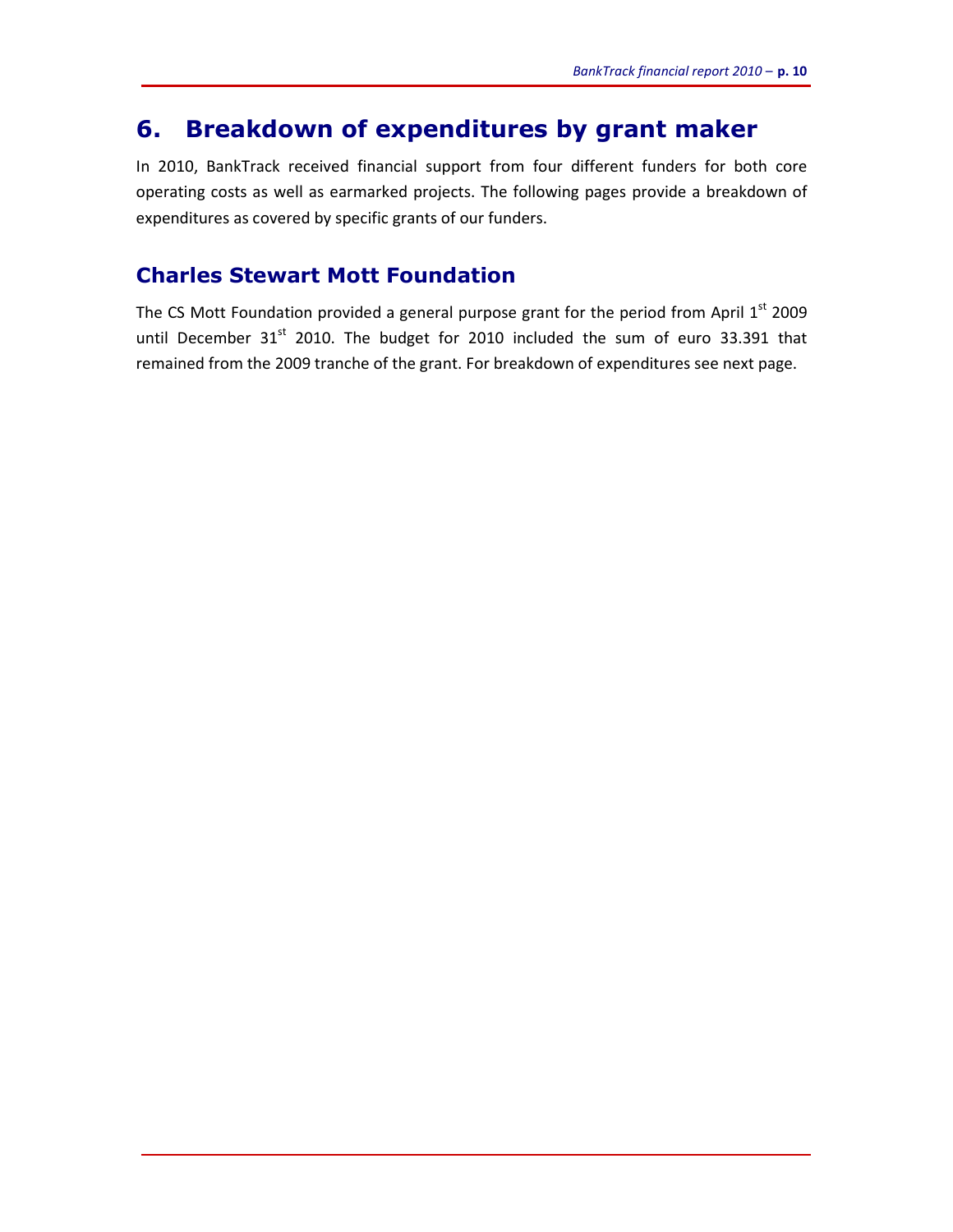# 6. Breakdown of expenditures by grant maker

In 2010, BankTrack received financial support from four different funders for both core operating costs as well as earmarked projects. The following pages provide a breakdown of expenditures as covered by specific grants of our funders.

## Charles Stewart Mott Foundation

The CS Mott Foundation provided a general purpose grant for the period from April 1st 2009 until December 31st 2010. The budget for 2010 included the sum of euro 33.391 that remained from the 2009 tranche of the grant. For breakdown of expenditures see next page.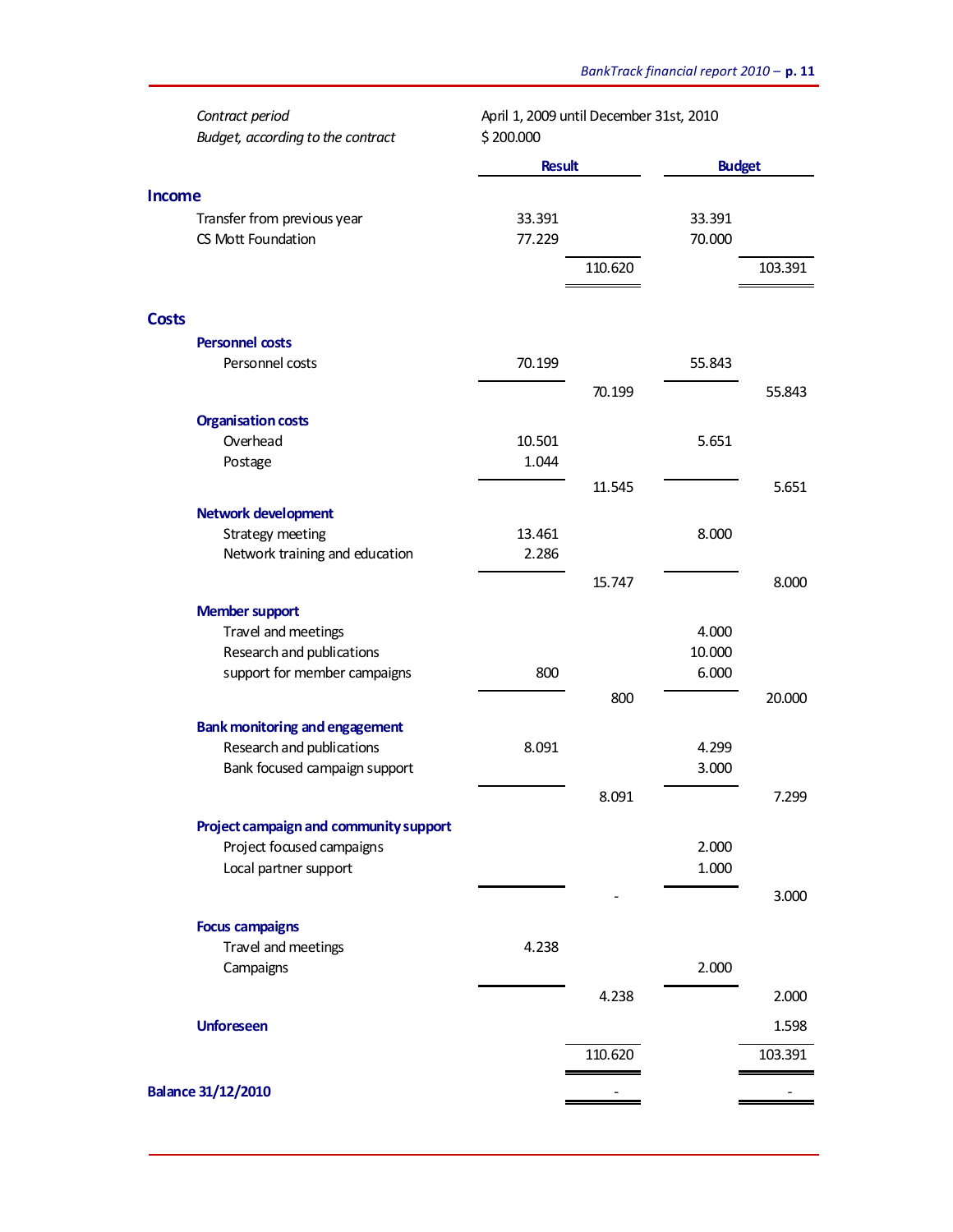| | |
|---|---|
| *Contract period* | April 1, 2009 until December 31st, 2010 |
| *Budget, according to the contract* | $ 200.000 |

| | Result | | Budget | |
|---|---|---|---|---|
| **Income** | | | | |
| Transfer from previous year | 33.391 | | 33.391 | |
| CS Mott Foundation | 77.229 | | 70.000 | |
| | | 110.620 | | 103.391 |
| **Costs** | | | | |
| **Personnel costs** | | | | |
| Personnel costs | 70.199 | | 55.843 | |
| | | 70.199 | | 55.843 |
| **Organisation costs** | | | | |
| Overhead | 10.501 | | 5.651 | |
| Postage | 1.044 | | | |
| | | 11.545 | | 5.651 |
| **Network development** | | | | |
| Strategy meeting | 13.461 | | 8.000 | |
| Network training and education | 2.286 | | | |
| | | 15.747 | | 8.000 |
| **Member support** | | | | |
| Travel and meetings | | | 4.000 | |
| Research and publications | | | 10.000 | |
| support for member campaigns | 800 | | 6.000 | |
| | | 800 | | 20.000 |
| **Bank monitoring and engagement** | | | | |
| Research and publications | 8.091 | | 4.299 | |
| Bank focused campaign support | | | 3.000 | |
| | | 8.091 | | 7.299 |
| **Project campaign and community support** | | | | |
| Project focused campaigns | | | 2.000 | |
| Local partner support | | | 1.000 | |
| | | - | | 3.000 |
| **Focus campaigns** | | | | |
| Travel and meetings | 4.238 | | | |
| Campaigns | | | 2.000 | |
| | | 4.238 | | 2.000 |
| **Unforeseen** | | | | 1.598 |
| | | 110.620 | | 103.391 |
| **Balance 31/12/2010** | | - | | - |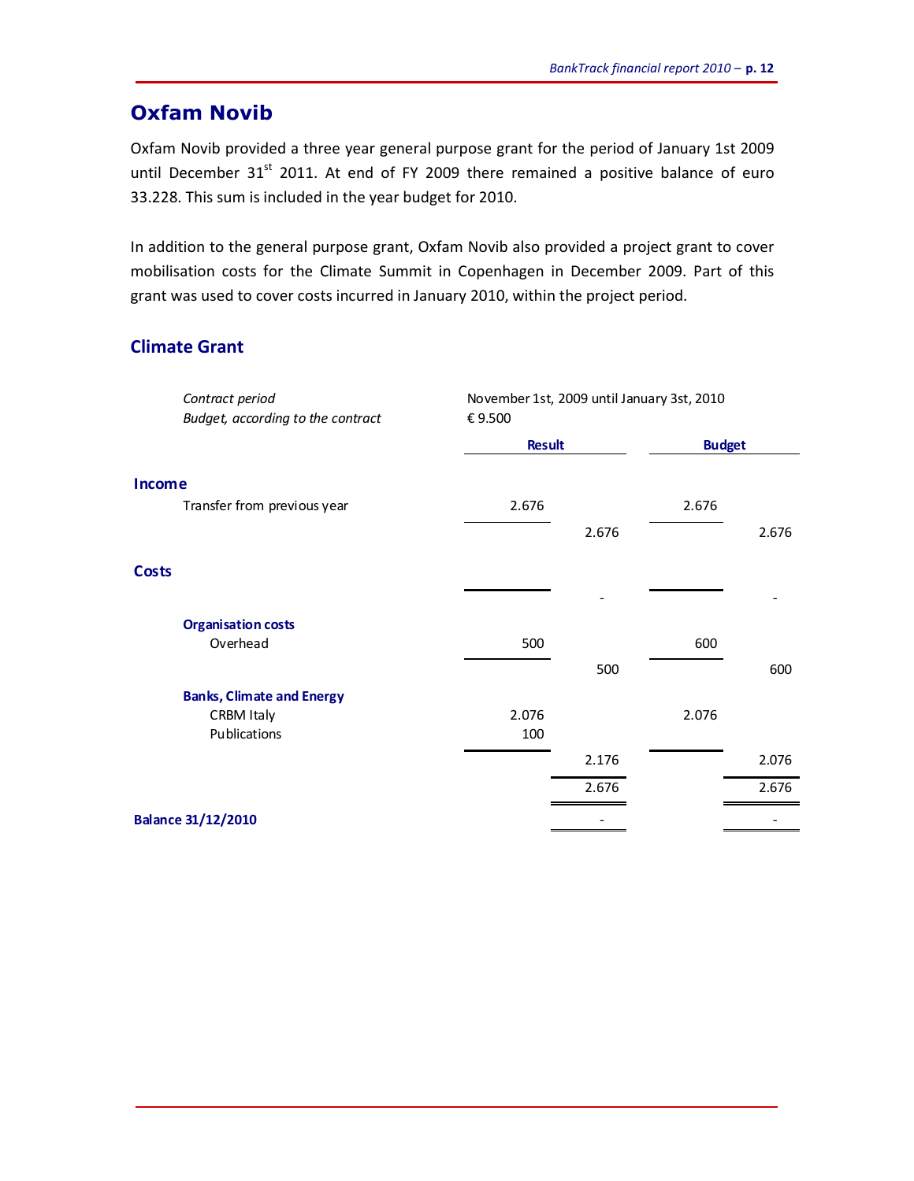## Oxfam Novib

Oxfam Novib provided a three year general purpose grant for the period of January 1st 2009 until December 31st 2011. At end of FY 2009 there remained a positive balance of euro 33.228. This sum is included in the year budget for 2010.

In addition to the general purpose grant, Oxfam Novib also provided a project grant to cover mobilisation costs for the Climate Summit in Copenhagen in December 2009. Part of this grant was used to cover costs incurred in January 2010, within the project period.

### Climate Grant

| | | | | |
|---|---|---|---|---|
| *Contract period* | November 1st, 2009 until January 3st, 2010 | | | |
| *Budget, according to the contract* | € 9.500 | | | |
| | **Result** | | **Budget** | |
| **Income** | | | | |
| Transfer from previous year | 2.676 | | 2.676 | |
| | | 2.676 | | 2.676 |
| **Costs** | | | | |
| | | - | | - |
| **Organisation costs** | | | | |
| Overhead | 500 | | 600 | |
| | | 500 | | 600 |
| **Banks, Climate and Energy** | | | | |
| CRBM Italy | 2.076 | | 2.076 | |
| Publications | 100 | | | |
| | | 2.176 | | 2.076 |
| | | 2.676 | | 2.676 |
| **Balance 31/12/2010** | | - | | - |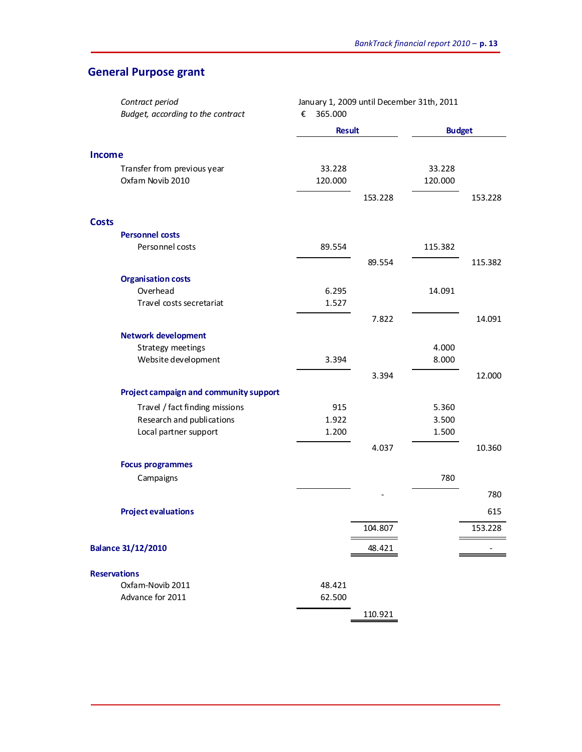## General Purpose grant

| | |
|---|---|
| *Contract period* | January 1, 2009 until December 31th, 2011 |
| *Budget, according to the contract* | € 365.000 |

| | Result | | Budget | |
|---|---|---|---|---|
| **Income** | | | | |
| Transfer from previous year | 33.228 | | 33.228 | |
| Oxfam Novib 2010 | 120.000 | | 120.000 | |
| | | 153.228 | | 153.228 |
| **Costs** | | | | |
| **Personnel costs** | | | | |
| Personnel costs | 89.554 | | 115.382 | |
| | | 89.554 | | 115.382 |
| **Organisation costs** | | | | |
| Overhead | 6.295 | | 14.091 | |
| Travel costs secretariat | 1.527 | | | |
| | | 7.822 | | 14.091 |
| **Network development** | | | | |
| Strategy meetings | | | 4.000 | |
| Website development | 3.394 | | 8.000 | |
| | | 3.394 | | 12.000 |
| **Project campaign and community support** | | | | |
| Travel / fact finding missions | 915 | | 5.360 | |
| Research and publications | 1.922 | | 3.500 | |
| Local partner support | 1.200 | | 1.500 | |
| | | 4.037 | | 10.360 |
| **Focus programmes** | | | | |
| Campaigns | | | 780 | |
| | | - | | 780 |
| **Project evaluations** | | | | 615 |
| | | 104.807 | | 153.228 |
| **Balance 31/12/2010** | | 48.421 | | - |
| **Reservations** | | | | |
| Oxfam-Novib 2011 | 48.421 | | | |
| Advance for 2011 | 62.500 | | | |
| | | 110.921 | | |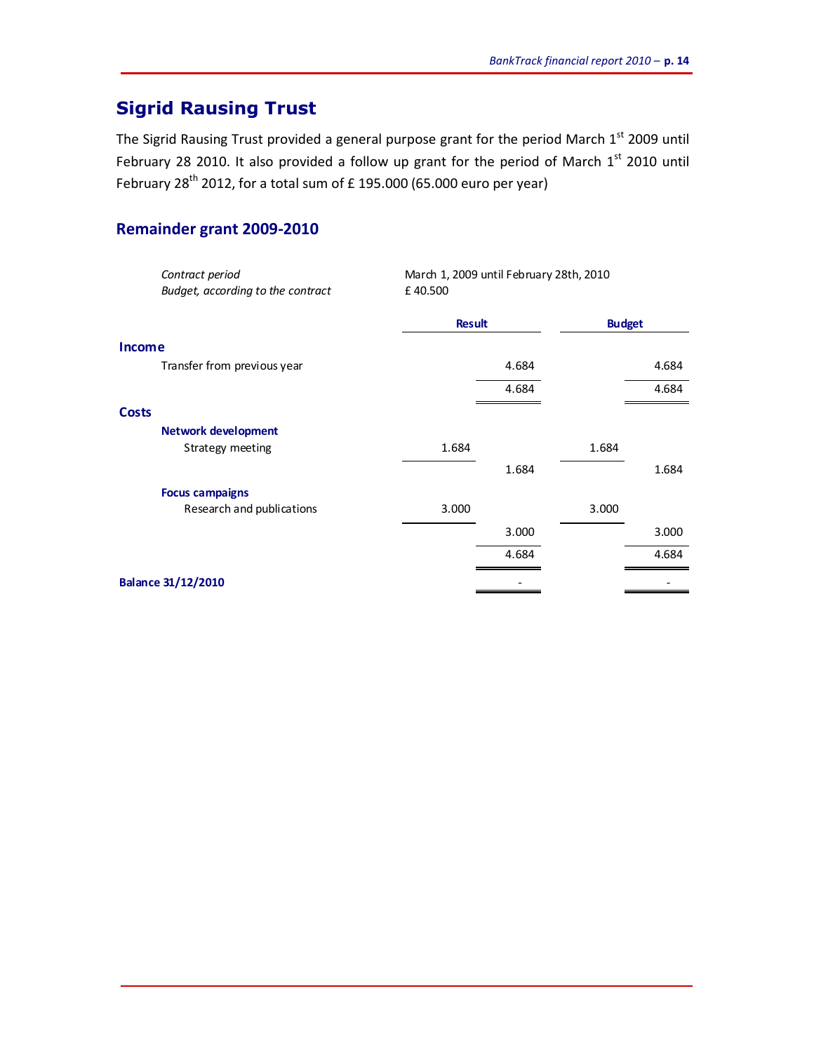# Sigrid Rausing Trust

The Sigrid Rausing Trust provided a general purpose grant for the period March 1st 2009 until February 28 2010. It also provided a follow up grant for the period of March 1st 2010 until February 28th 2012, for a total sum of £ 195.000 (65.000 euro per year)

## Remainder grant 2009-2010

*Contract period* — March 1, 2009 until February 28th, 2010

*Budget, according to the contract* — £ 40.500

| | Result | | Budget | |
|---|---|---|---|---|
| **Income** | | | | |
| Transfer from previous year | | 4.684 | | 4.684 |
| | | 4.684 | | 4.684 |
| **Costs** | | | | |
| **Network development** | | | | |
| Strategy meeting | 1.684 | | 1.684 | |
| | | 1.684 | | 1.684 |
| **Focus campaigns** | | | | |
| Research and publications | 3.000 | | 3.000 | |
| | | 3.000 | | 3.000 |
| | | 4.684 | | 4.684 |
| **Balance 31/12/2010** | | - | | - |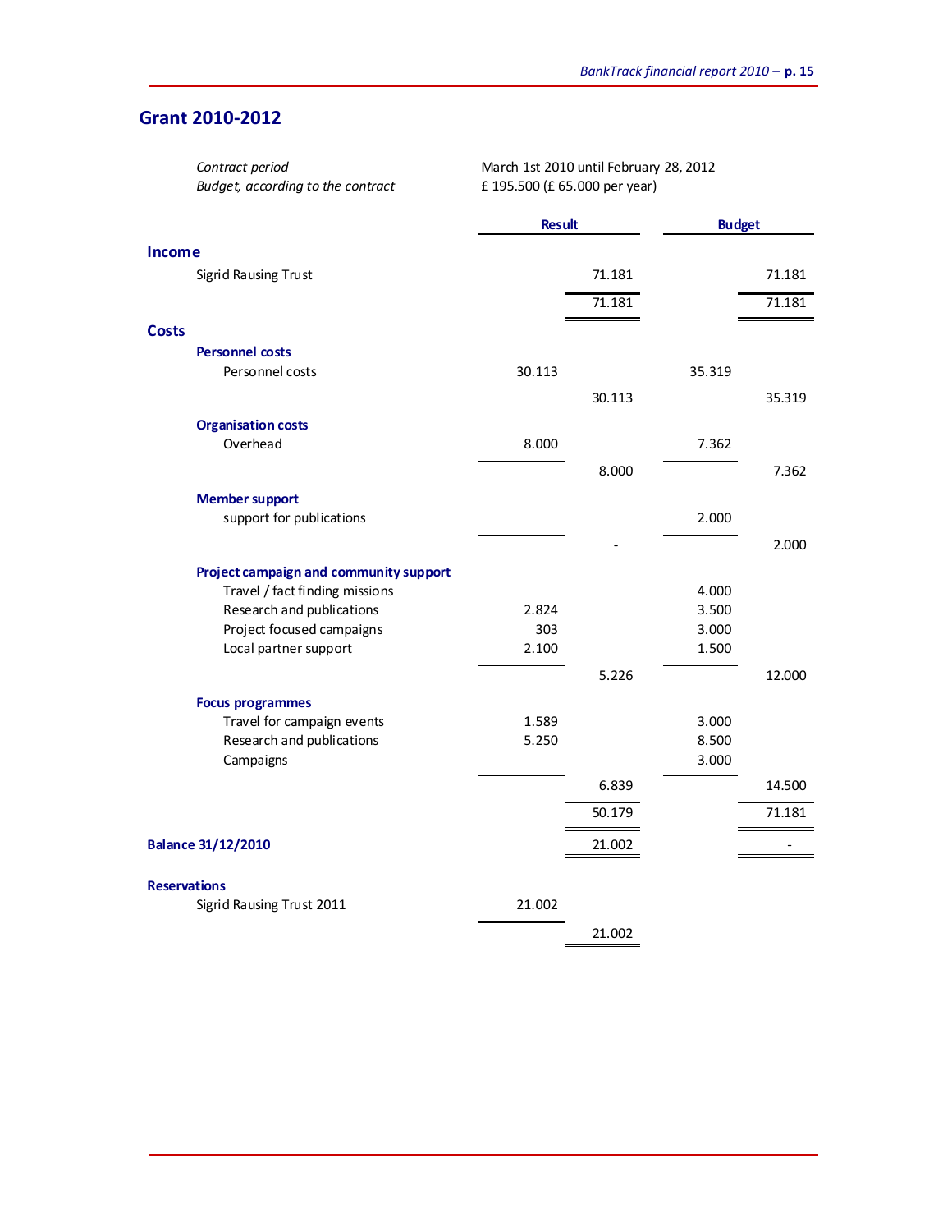## Grant 2010-2012

| | |
|---|---|
| *Contract period* | March 1st 2010 until February 28, 2012 |
| *Budget, according to the contract* | £ 195.500 (£ 65.000 per year) |

| | Result | | Budget | |
|---|---|---|---|---|
| **Income** | | | | |
| Sigrid Rausing Trust | | 71.181 | | 71.181 |
| | | 71.181 | | 71.181 |
| **Costs** | | | | |
| **Personnel costs** | | | | |
| Personnel costs | 30.113 | | 35.319 | |
| | | 30.113 | | 35.319 |
| **Organisation costs** | | | | |
| Overhead | 8.000 | | 7.362 | |
| | | 8.000 | | 7.362 |
| **Member support** | | | | |
| support for publications | | | 2.000 | |
| | | - | | 2.000 |
| **Project campaign and community support** | | | | |
| Travel / fact finding missions | | | 4.000 | |
| Research and publications | 2.824 | | 3.500 | |
| Project focused campaigns | 303 | | 3.000 | |
| Local partner support | 2.100 | | 1.500 | |
| | | 5.226 | | 12.000 |
| **Focus programmes** | | | | |
| Travel for campaign events | 1.589 | | 3.000 | |
| Research and publications | 5.250 | | 8.500 | |
| Campaigns | | | 3.000 | |
| | | 6.839 | | 14.500 |
| | | 50.179 | | 71.181 |
| **Balance 31/12/2010** | | 21.002 | | - |
| **Reservations** | | | | |
| Sigrid Rausing Trust 2011 | 21.002 | | | |
| | | 21.002 | | |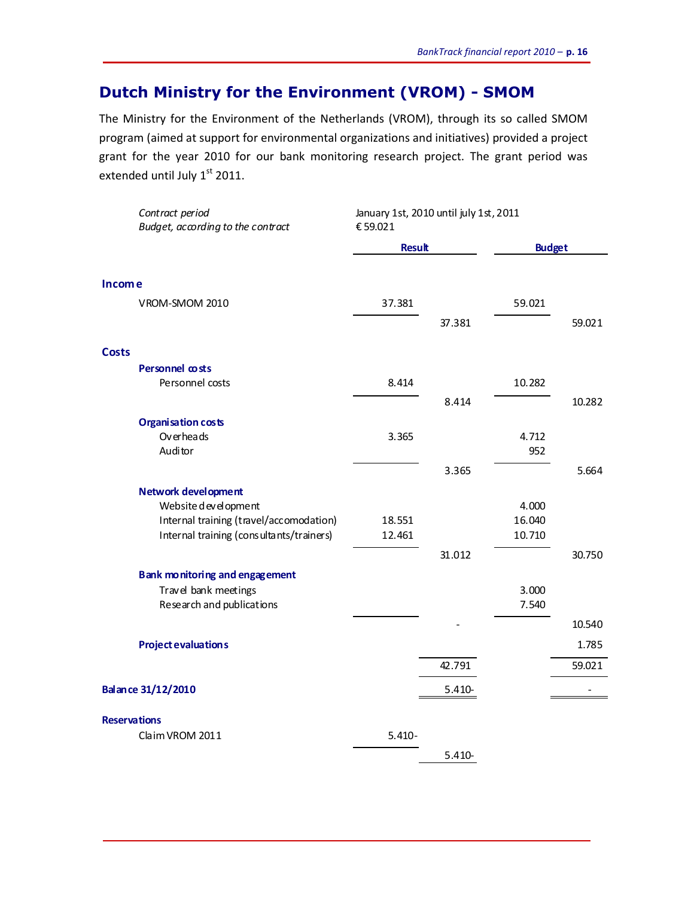## Dutch Ministry for the Environment (VROM) - SMOM

The Ministry for the Environment of the Netherlands (VROM), through its so called SMOM program (aimed at support for environmental organizations and initiatives) provided a project grant for the year 2010 for our bank monitoring research project. The grant period was extended until July 1st 2011.

| | | | | |
|---|---|---|---|---|
| *Contract period* | January 1st, 2010 until july 1st, 2011 | | | |
| *Budget, according to the contract* | € 59.021 | | | |
| | **Result** | | **Budget** | |
| **Income** | | | | |
| VROM-SMOM 2010 | 37.381 | | 59.021 | |
| | | 37.381 | | 59.021 |
| **Costs** | | | | |
| **Personnel costs** | | | | |
| Personnel costs | 8.414 | | 10.282 | |
| | | 8.414 | | 10.282 |
| **Organisation costs** | | | | |
| Overheads | 3.365 | | 4.712 | |
| Auditor | | | 952 | |
| | | 3.365 | | 5.664 |
| **Network development** | | | | |
| Website development | | | 4.000 | |
| Internal training (travel/accomodation) | 18.551 | | 16.040 | |
| Internal training (consultants/trainers) | 12.461 | | 10.710 | |
| | | 31.012 | | 30.750 |
| **Bank monitoring and engagement** | | | | |
| Travel bank meetings | | | 3.000 | |
| Research and publications | | | 7.540 | |
| | | - | | 10.540 |
| **Project evaluations** | | | | 1.785 |
| | | 42.791 | | 59.021 |
| **Balance 31/12/2010** | | 5.410- | | - |
| **Reservations** | | | | |
| Claim VROM 2011 | 5.410- | | | |
| | | 5.410- | | |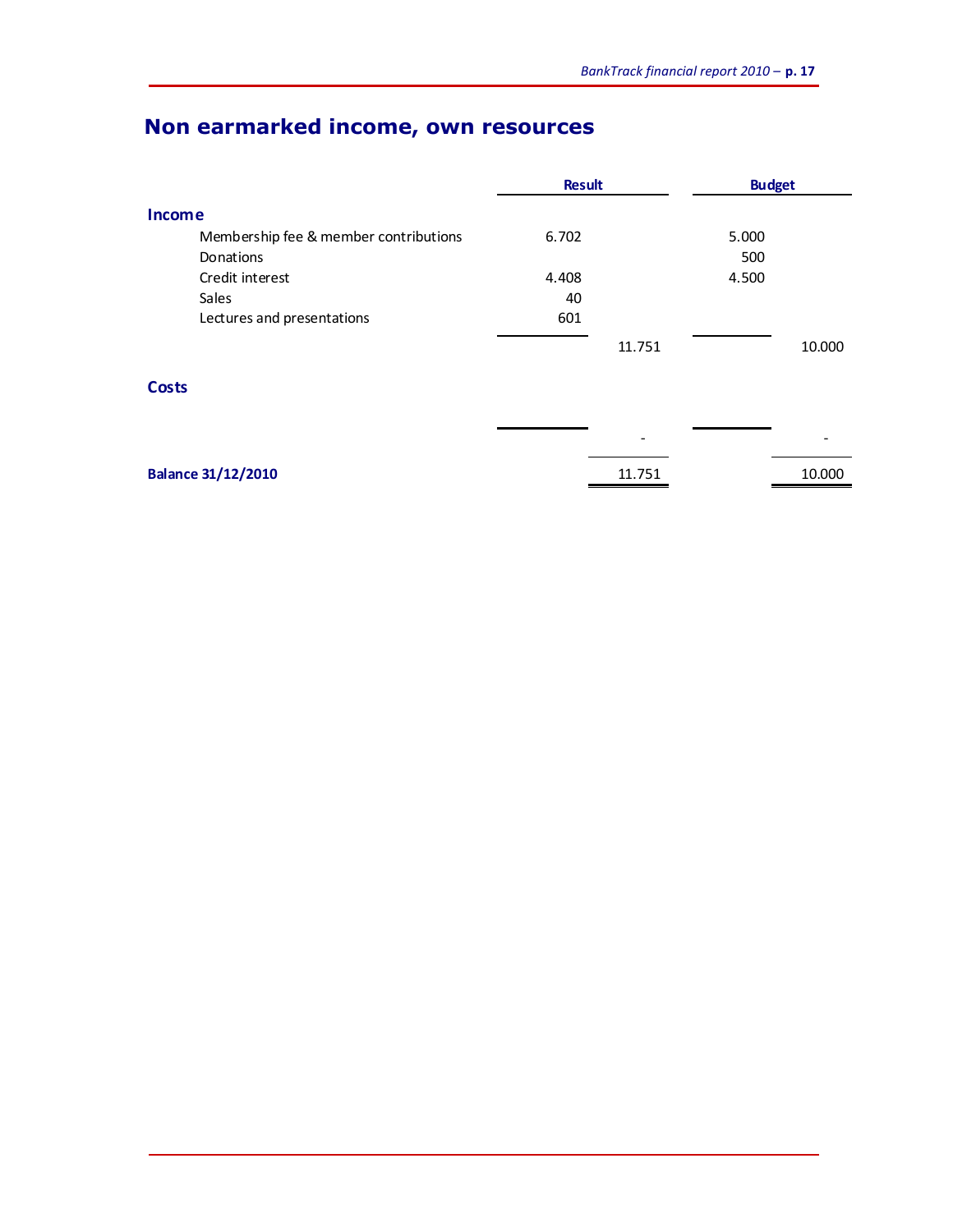# Non earmarked income, own resources

| | Result | | Budget | |
|---|---|---|---|---|
| **Income** | | | | |
| Membership fee & member contributions | 6.702 | | 5.000 | |
| Donations | | | 500 | |
| Credit interest | 4.408 | | 4.500 | |
| Sales | 40 | | | |
| Lectures and presentations | 601 | | | |
| | | 11.751 | | 10.000 |
| **Costs** | | | | |
| | | - | | - |
| **Balance 31/12/2010** | | 11.751 | | 10.000 |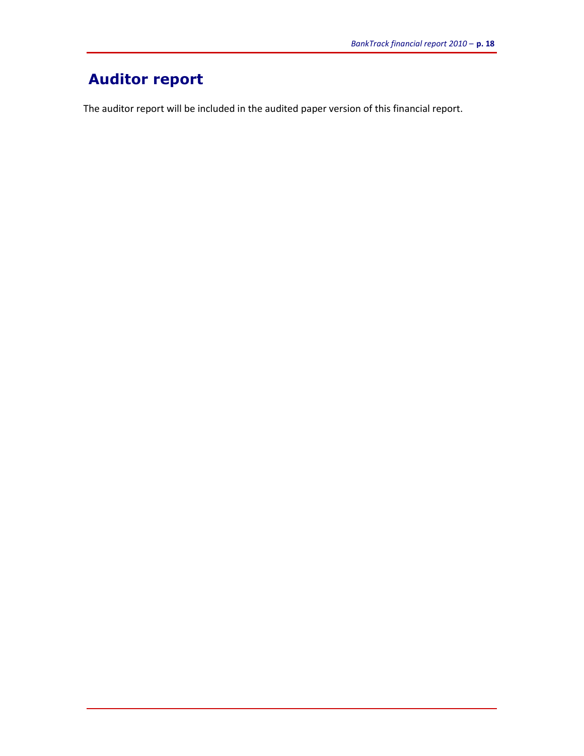# Auditor report

The auditor report will be included in the audited paper version of this financial report.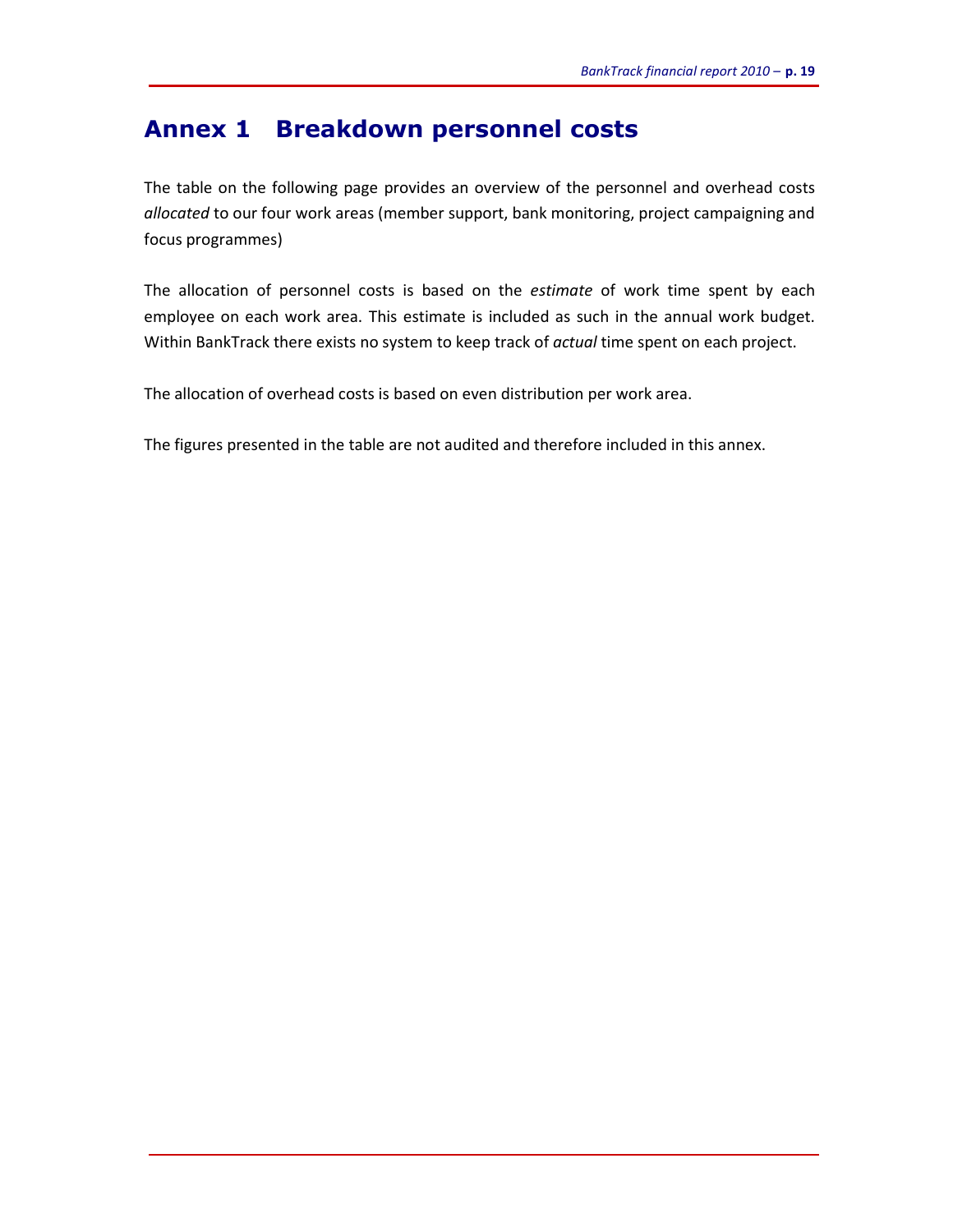# Annex 1   Breakdown personnel costs

The table on the following page provides an overview of the personnel and overhead costs *allocated* to our four work areas (member support, bank monitoring, project campaigning and focus programmes)

The allocation of personnel costs is based on the *estimate* of work time spent by each employee on each work area. This estimate is included as such in the annual work budget. Within BankTrack there exists no system to keep track of *actual* time spent on each project.

The allocation of overhead costs is based on even distribution per work area.

The figures presented in the table are not audited and therefore included in this annex.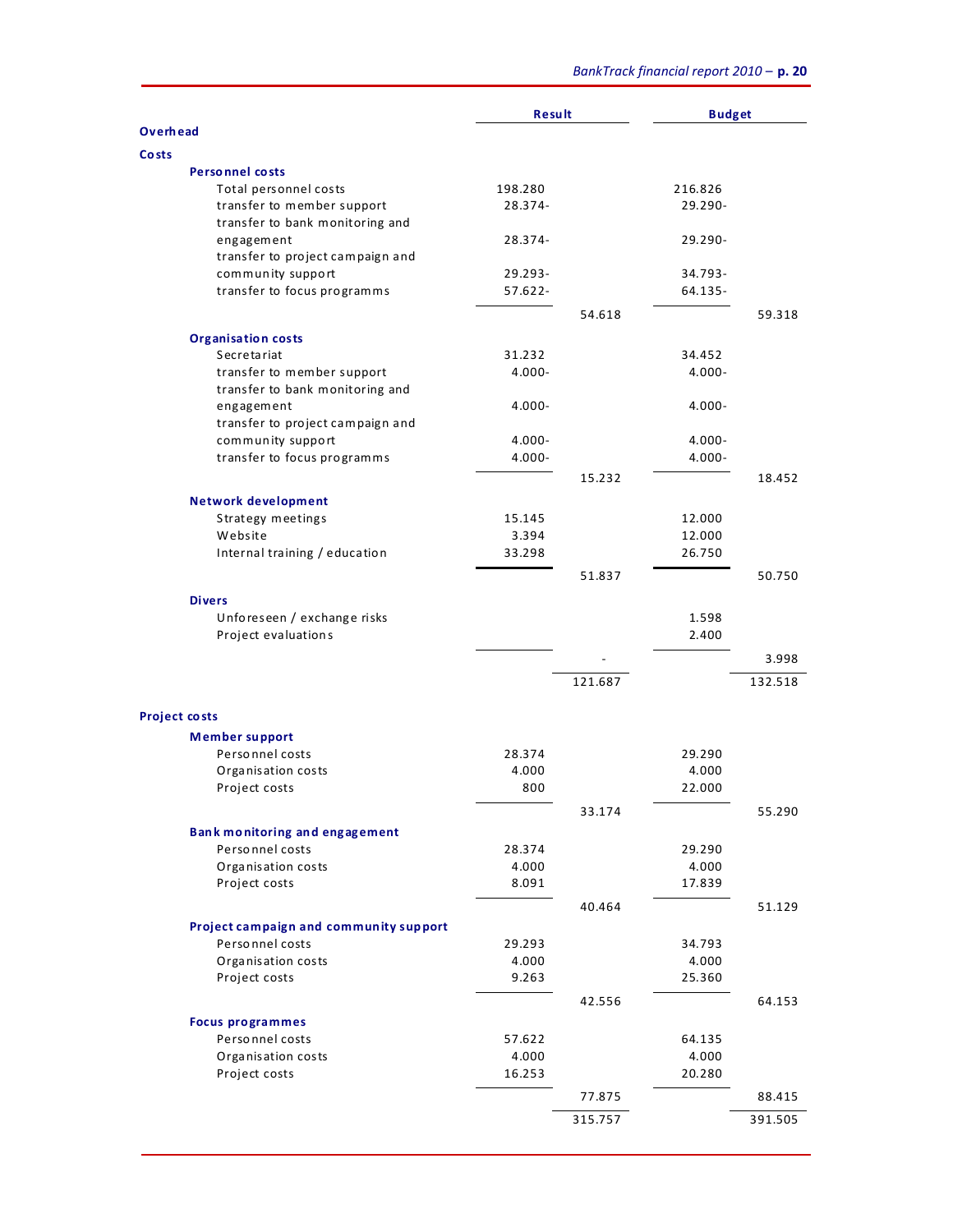| | Result | | Budget | |
|---|---|---|---|---|
| **Overhead** | | | | |
| **Costs** | | | | |
| **Personnel costs** | | | | |
| Total personnel costs | 198.280 | | 216.826 | |
| transfer to member support | 28.374- | | 29.290- | |
| transfer to bank monitoring and engagement | 28.374- | | 29.290- | |
| transfer to project campaign and community support | 29.293- | | 34.793- | |
| transfer to focus programms | 57.622- | | 64.135- | |
| | | 54.618 | | 59.318 |
| **Organisation costs** | | | | |
| Secretariat | 31.232 | | 34.452 | |
| transfer to member support | 4.000- | | 4.000- | |
| transfer to bank monitoring and engagement | 4.000- | | 4.000- | |
| transfer to project campaign and community support | 4.000- | | 4.000- | |
| transfer to focus programms | 4.000- | | 4.000- | |
| | | 15.232 | | 18.452 |
| **Network development** | | | | |
| Strategy meetings | 15.145 | | 12.000 | |
| Website | 3.394 | | 12.000 | |
| Internal training / education | 33.298 | | 26.750 | |
| | | 51.837 | | 50.750 |
| **Divers** | | | | |
| Unforeseen / exchange risks | | | 1.598 | |
| Project evaluations | | | 2.400 | |
| | | - | | 3.998 |
| | | 121.687 | | 132.518 |
| **Project costs** | | | | |
| **Member support** | | | | |
| Personnel costs | 28.374 | | 29.290 | |
| Organisation costs | 4.000 | | 4.000 | |
| Project costs | 800 | | 22.000 | |
| | | 33.174 | | 55.290 |
| **Bank monitoring and engagement** | | | | |
| Personnel costs | 28.374 | | 29.290 | |
| Organisation costs | 4.000 | | 4.000 | |
| Project costs | 8.091 | | 17.839 | |
| | | 40.464 | | 51.129 |
| **Project campaign and community support** | | | | |
| Personnel costs | 29.293 | | 34.793 | |
| Organisation costs | 4.000 | | 4.000 | |
| Project costs | 9.263 | | 25.360 | |
| | | 42.556 | | 64.153 |
| **Focus programmes** | | | | |
| Personnel costs | 57.622 | | 64.135 | |
| Organisation costs | 4.000 | | 4.000 | |
| Project costs | 16.253 | | 20.280 | |
| | | 77.875 | | 88.415 |
| | | 315.757 | | 391.505 |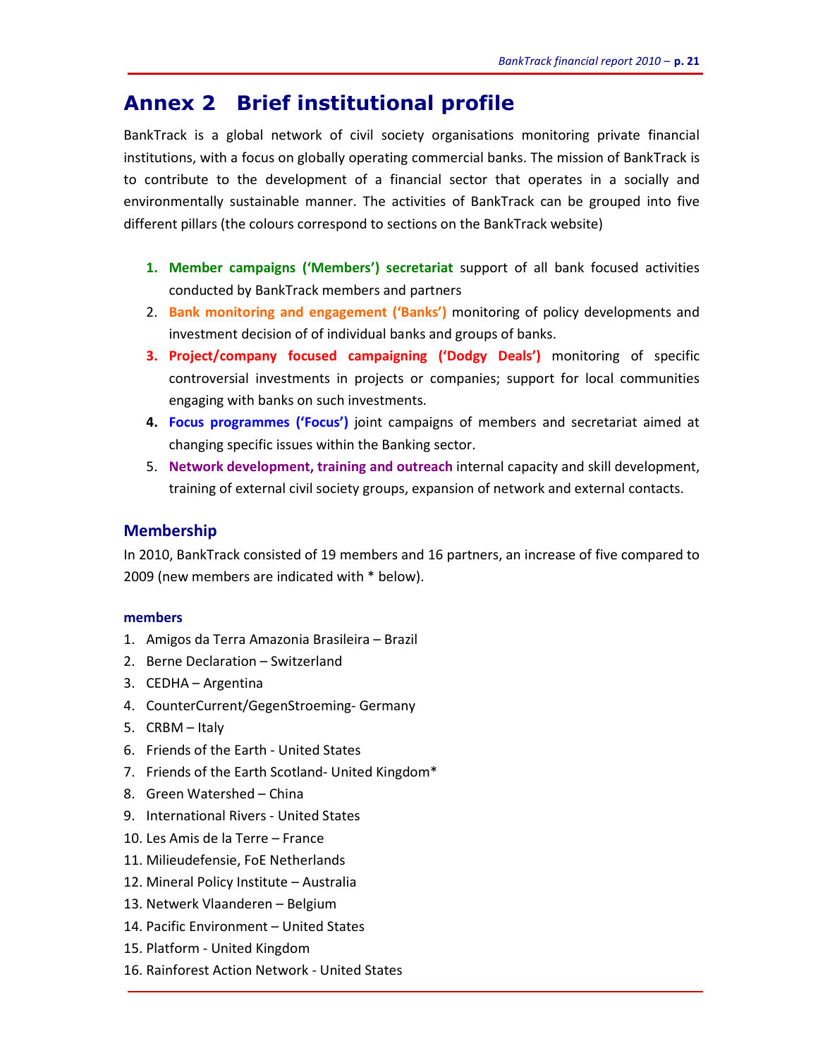# Annex 2 Brief institutional profile

BankTrack is a global network of civil society organisations monitoring private financial institutions, with a focus on globally operating commercial banks. The mission of BankTrack is to contribute to the development of a financial sector that operates in a socially and environmentally sustainable manner. The activities of BankTrack can be grouped into five different pillars (the colours correspond to sections on the BankTrack website)

1. **Member campaigns ('Members') secretariat** support of all bank focused activities conducted by BankTrack members and partners
2. **Bank monitoring and engagement ('Banks')** monitoring of policy developments and investment decision of of individual banks and groups of banks.
3. **Project/company focused campaigning ('Dodgy Deals')** monitoring of specific controversial investments in projects or companies; support for local communities engaging with banks on such investments.
4. **Focus programmes ('Focus')** joint campaigns of members and secretariat aimed at changing specific issues within the Banking sector.
5. **Network development, training and outreach** internal capacity and skill development, training of external civil society groups, expansion of network and external contacts.

## Membership

In 2010, BankTrack consisted of 19 members and 16 partners, an increase of five compared to 2009 (new members are indicated with * below).

### members

1. Amigos da Terra Amazonia Brasileira – Brazil
2. Berne Declaration – Switzerland
3. CEDHA – Argentina
4. CounterCurrent/GegenStroeming- Germany
5. CRBM – Italy
6. Friends of the Earth - United States
7. Friends of the Earth Scotland- United Kingdom*
8. Green Watershed – China
9. International Rivers - United States
10. Les Amis de la Terre – France
11. Milieudefensie, FoE Netherlands
12. Mineral Policy Institute – Australia
13. Netwerk Vlaanderen – Belgium
14. Pacific Environment – United States
15. Platform - United Kingdom
16. Rainforest Action Network - United States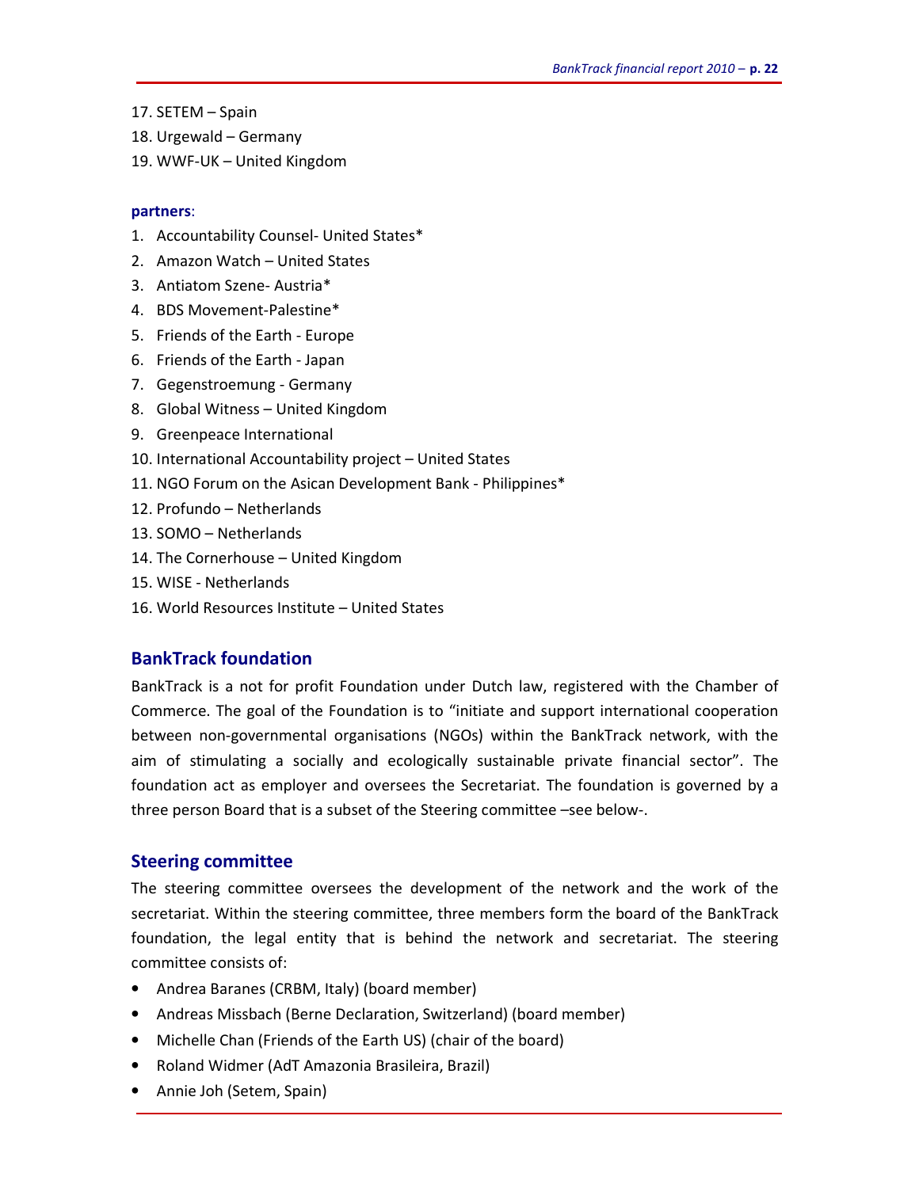17. SETEM – Spain
18. Urgewald – Germany
19. WWF-UK – United Kingdom

**partners**:

1. Accountability Counsel- United States*
2. Amazon Watch – United States
3. Antiatom Szene- Austria*
4. BDS Movement-Palestine*
5. Friends of the Earth - Europe
6. Friends of the Earth - Japan
7. Gegenstroemung - Germany
8. Global Witness – United Kingdom
9. Greenpeace International
10. International Accountability project – United States
11. NGO Forum on the Asican Development Bank - Philippines*
12. Profundo – Netherlands
13. SOMO – Netherlands
14. The Cornerhouse – United Kingdom
15. WISE - Netherlands
16. World Resources Institute – United States

## BankTrack foundation

BankTrack is a not for profit Foundation under Dutch law, registered with the Chamber of Commerce. The goal of the Foundation is to "initiate and support international cooperation between non-governmental organisations (NGOs) within the BankTrack network, with the aim of stimulating a socially and ecologically sustainable private financial sector". The foundation act as employer and oversees the Secretariat. The foundation is governed by a three person Board that is a subset of the Steering committee –see below-.

## Steering committee

The steering committee oversees the development of the network and the work of the secretariat. Within the steering committee, three members form the board of the BankTrack foundation, the legal entity that is behind the network and secretariat. The steering committee consists of:

- Andrea Baranes (CRBM, Italy) (board member)
- Andreas Missbach (Berne Declaration, Switzerland) (board member)
- Michelle Chan (Friends of the Earth US) (chair of the board)
- Roland Widmer (AdT Amazonia Brasileira, Brazil)
- Annie Joh (Setem, Spain)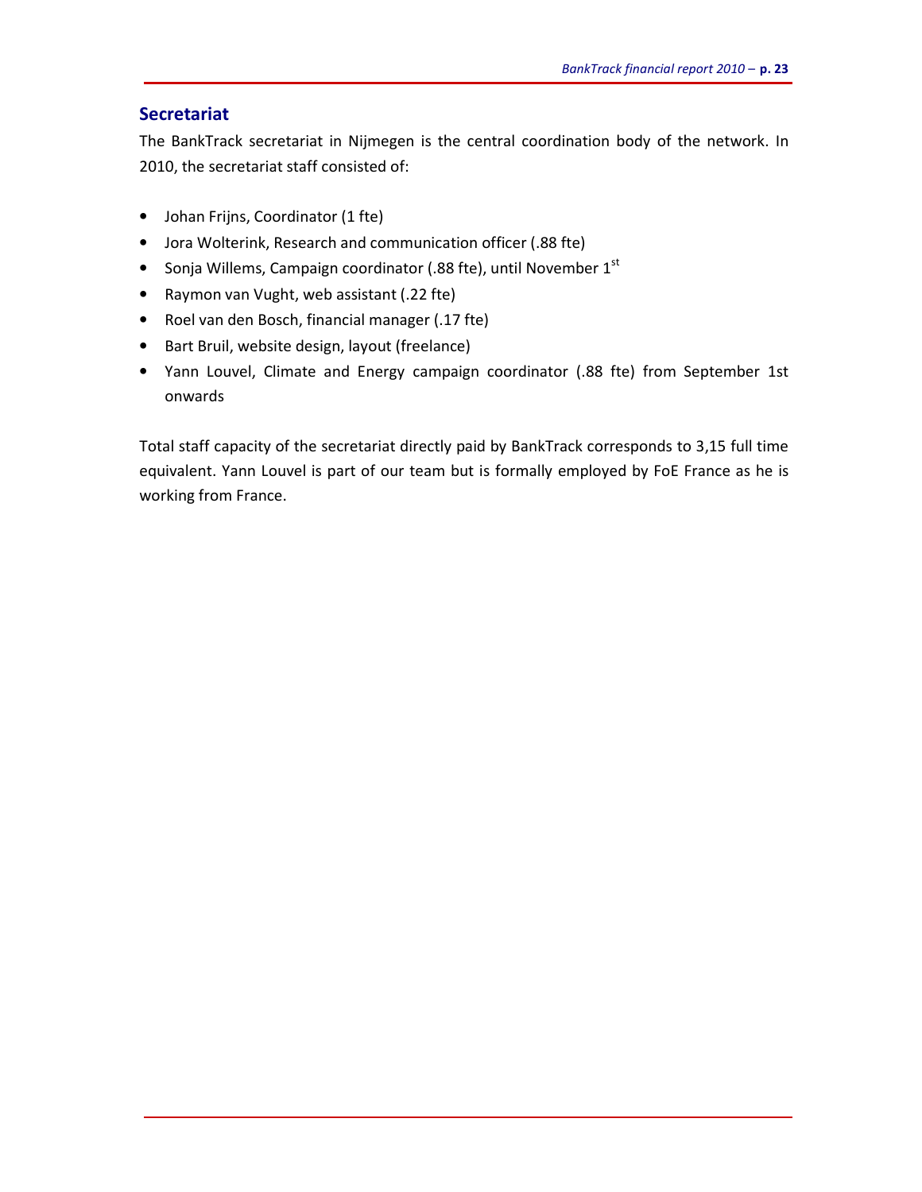## Secretariat

The BankTrack secretariat in Nijmegen is the central coordination body of the network. In 2010, the secretariat staff consisted of:

- Johan Frijns, Coordinator (1 fte)
- Jora Wolterink, Research and communication officer (.88 fte)
- Sonja Willems, Campaign coordinator (.88 fte), until November 1st
- Raymon van Vught, web assistant (.22 fte)
- Roel van den Bosch, financial manager (.17 fte)
- Bart Bruil, website design, layout (freelance)
- Yann Louvel, Climate and Energy campaign coordinator (.88 fte) from September 1st onwards

Total staff capacity of the secretariat directly paid by BankTrack corresponds to 3,15 full time equivalent. Yann Louvel is part of our team but is formally employed by FoE France as he is working from France.